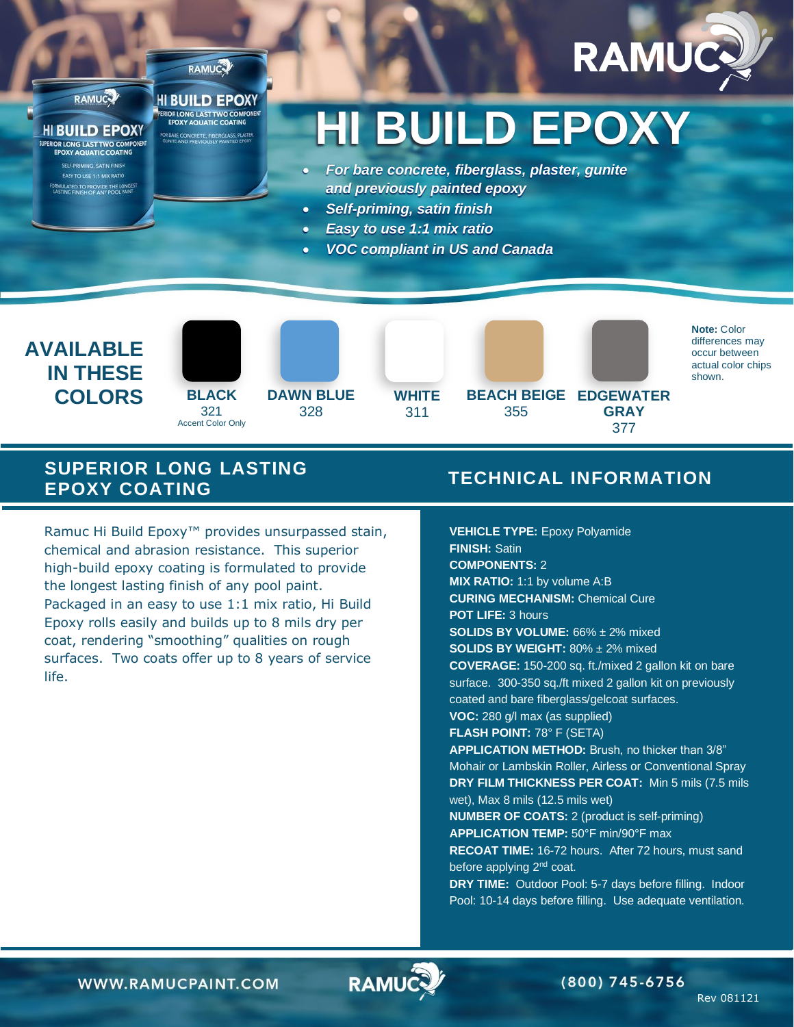# HI BUILD EPOXY

- *For bare concrete, fiberglass, plaster, gunite and previously painted epoxy*
- *Self-priming, satin finish*
- *Easy to use 1:1 mix ratio*
- *VOC compliant in US and Canada*

## AVAILABLE IN THESE COLORS

| BLACK | DAWN BLUE | WHITE | BEACH BEIGE | EDGEWATER GRAY |
|---|---|---|---|---|
| 321 | 328 | 311 | 355 | 377 |
| Accent Color Only | | | | |

**Note:** Color differences may occur between actual color chips shown.

## SUPERIOR LONG LASTING EPOXY COATING

Ramuc Hi Build Epoxy™ provides unsurpassed stain, chemical and abrasion resistance. This superior high-build epoxy coating is formulated to provide the longest lasting finish of any pool paint. Packaged in an easy to use 1:1 mix ratio, Hi Build Epoxy rolls easily and builds up to 8 mils dry per coat, rendering "smoothing" qualities on rough surfaces. Two coats offer up to 8 years of service life.

## TECHNICAL INFORMATION

**VEHICLE TYPE:** Epoxy Polyamide
**FINISH:** Satin
**COMPONENTS:** 2
**MIX RATIO:** 1:1 by volume A:B
**CURING MECHANISM:** Chemical Cure
**POT LIFE:** 3 hours
**SOLIDS BY VOLUME:** 66% ± 2% mixed
**SOLIDS BY WEIGHT:** 80% ± 2% mixed
**COVERAGE:** 150-200 sq. ft./mixed 2 gallon kit on bare surface. 300-350 sq./ft mixed 2 gallon kit on previously coated and bare fiberglass/gelcoat surfaces.
**VOC:** 280 g/l max (as supplied)
**FLASH POINT:** 78° F (SETA)
**APPLICATION METHOD:** Brush, no thicker than 3/8" Mohair or Lambskin Roller, Airless or Conventional Spray
**DRY FILM THICKNESS PER COAT:** Min 5 mils (7.5 mils wet), Max 8 mils (12.5 mils wet)
**NUMBER OF COATS:** 2 (product is self-priming)
**APPLICATION TEMP:** 50°F min/90°F max
**RECOAT TIME:** 16-72 hours. After 72 hours, must sand before applying 2nd coat.
**DRY TIME:** Outdoor Pool: 5-7 days before filling. Indoor Pool: 10-14 days before filling. Use adequate ventilation.

WWW.RAMUCPAINT.COM | (800) 745-6756

Rev 081121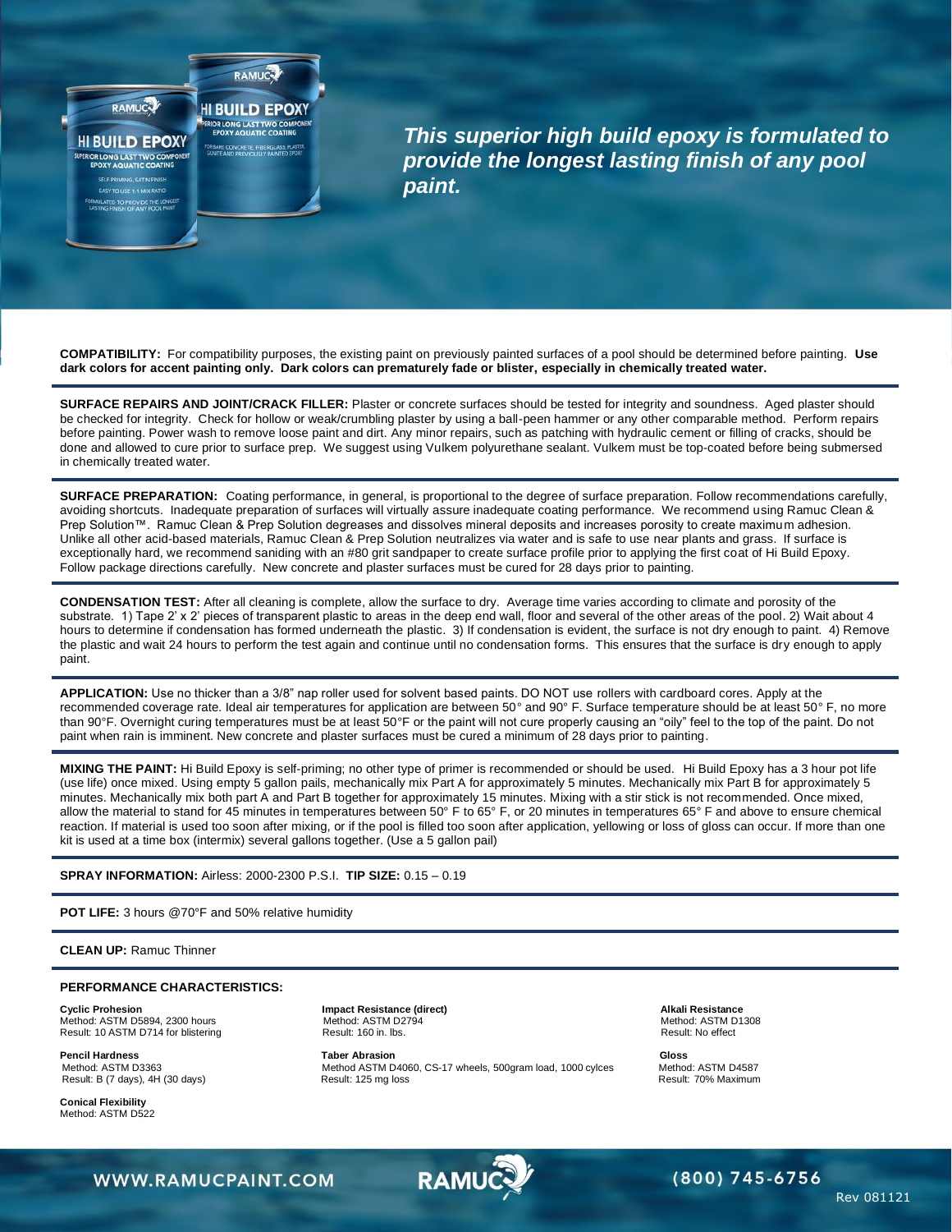*This superior high build epoxy is formulated to provide the longest lasting finish of any pool paint.*

**COMPATIBILITY:** For compatibility purposes, the existing paint on previously painted surfaces of a pool should be determined before painting. **Use dark colors for accent painting only. Dark colors can prematurely fade or blister, especially in chemically treated water.**

**SURFACE REPAIRS AND JOINT/CRACK FILLER:** Plaster or concrete surfaces should be tested for integrity and soundness. Aged plaster should be checked for integrity. Check for hollow or weak/crumbling plaster by using a ball-peen hammer or any other comparable method. Perform repairs before painting. Power wash to remove loose paint and dirt. Any minor repairs, such as patching with hydraulic cement or filling of cracks, should be done and allowed to cure prior to surface prep. We suggest using Vulkem polyurethane sealant. Vulkem must be top-coated before being submersed in chemically treated water.

**SURFACE PREPARATION:** Coating performance, in general, is proportional to the degree of surface preparation. Follow recommendations carefully, avoiding shortcuts. Inadequate preparation of surfaces will virtually assure inadequate coating performance. We recommend using Ramuc Clean & Prep Solution™. Ramuc Clean & Prep Solution degreases and dissolves mineral deposits and increases porosity to create maximum adhesion. Unlike all other acid-based materials, Ramuc Clean & Prep Solution neutralizes via water and is safe to use near plants and grass. If surface is exceptionally hard, we recommend saniding with an #80 grit sandpaper to create surface profile prior to applying the first coat of Hi Build Epoxy. Follow package directions carefully. New concrete and plaster surfaces must be cured for 28 days prior to painting.

**CONDENSATION TEST:** After all cleaning is complete, allow the surface to dry. Average time varies according to climate and porosity of the substrate. 1) Tape 2' x 2' pieces of transparent plastic to areas in the deep end wall, floor and several of the other areas of the pool. 2) Wait about 4 hours to determine if condensation has formed underneath the plastic. 3) If condensation is evident, the surface is not dry enough to paint. 4) Remove the plastic and wait 24 hours to perform the test again and continue until no condensation forms. This ensures that the surface is dry enough to apply paint.

**APPLICATION:** Use no thicker than a 3/8" nap roller used for solvent based paints. DO NOT use rollers with cardboard cores. Apply at the recommended coverage rate. Ideal air temperatures for application are between 50° and 90° F. Surface temperature should be at least 50° F, no more than 90°F. Overnight curing temperatures must be at least 50°F or the paint will not cure properly causing an "oily" feel to the top of the paint. Do not paint when rain is imminent. New concrete and plaster surfaces must be cured a minimum of 28 days prior to painting.

**MIXING THE PAINT:** Hi Build Epoxy is self-priming; no other type of primer is recommended or should be used. Hi Build Epoxy has a 3 hour pot life (use life) once mixed. Using empty 5 gallon pails, mechanically mix Part A for approximately 5 minutes. Mechanically mix Part B for approximately 5 minutes. Mechanically mix both part A and Part B together for approximately 15 minutes. Mixing with a stir stick is not recommended. Once mixed, allow the material to stand for 45 minutes in temperatures between 50° F to 65° F, or 20 minutes in temperatures 65° F and above to ensure chemical reaction. If material is used too soon after mixing, or if the pool is filled too soon after application, yellowing or loss of gloss can occur. If more than one kit is used at a time box (intermix) several gallons together. (Use a 5 gallon pail)

**SPRAY INFORMATION:** Airless: 2000-2300 P.S.I. **TIP SIZE:** 0.15 – 0.19

**POT LIFE:** 3 hours @70°F and 50% relative humidity

**CLEAN UP:** Ramuc Thinner

**PERFORMANCE CHARACTERISTICS:**

**Cyclic Prohesion**
Method: ASTM D5894, 2300 hours
Result: 10 ASTM D714 for blistering

**Pencil Hardness**
Method: ASTM D3363
Result: B (7 days), 4H (30 days)

**Conical Flexibility**
Method: ASTM D522

**Impact Resistance (direct)**
Method: ASTM D2794
Result: 160 in. lbs.

**Taber Abrasion**
Method ASTM D4060, CS-17 wheels, 500gram load, 1000 cylces
Result: 125 mg loss

**Alkali Resistance**
Method: ASTM D1308
Result: No effect

**Gloss**
Method: ASTM D4587
Result: 70% Maximum

WWW.RAMUCPAINT.COM (800) 745-6756

Rev 081121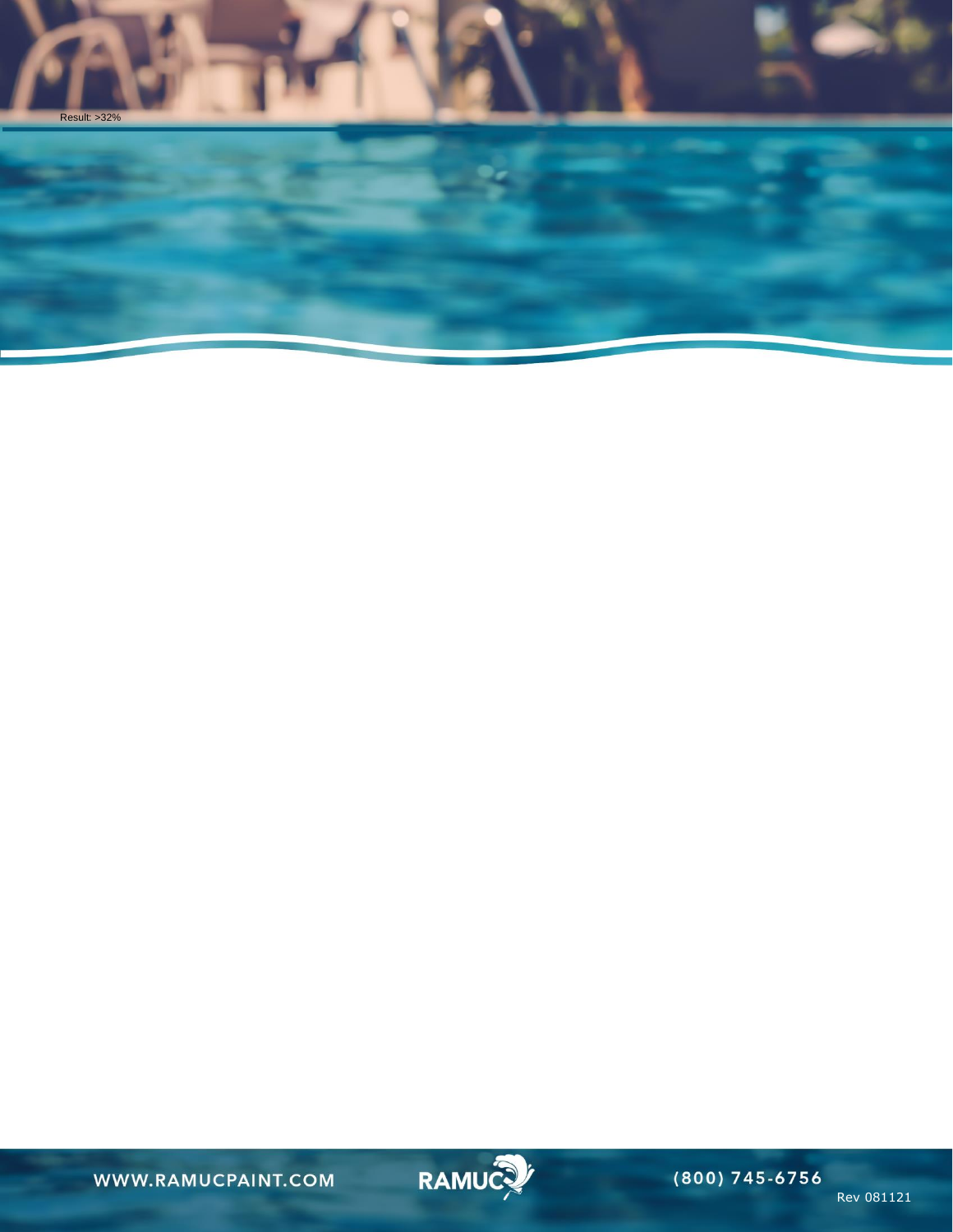Result: >32%